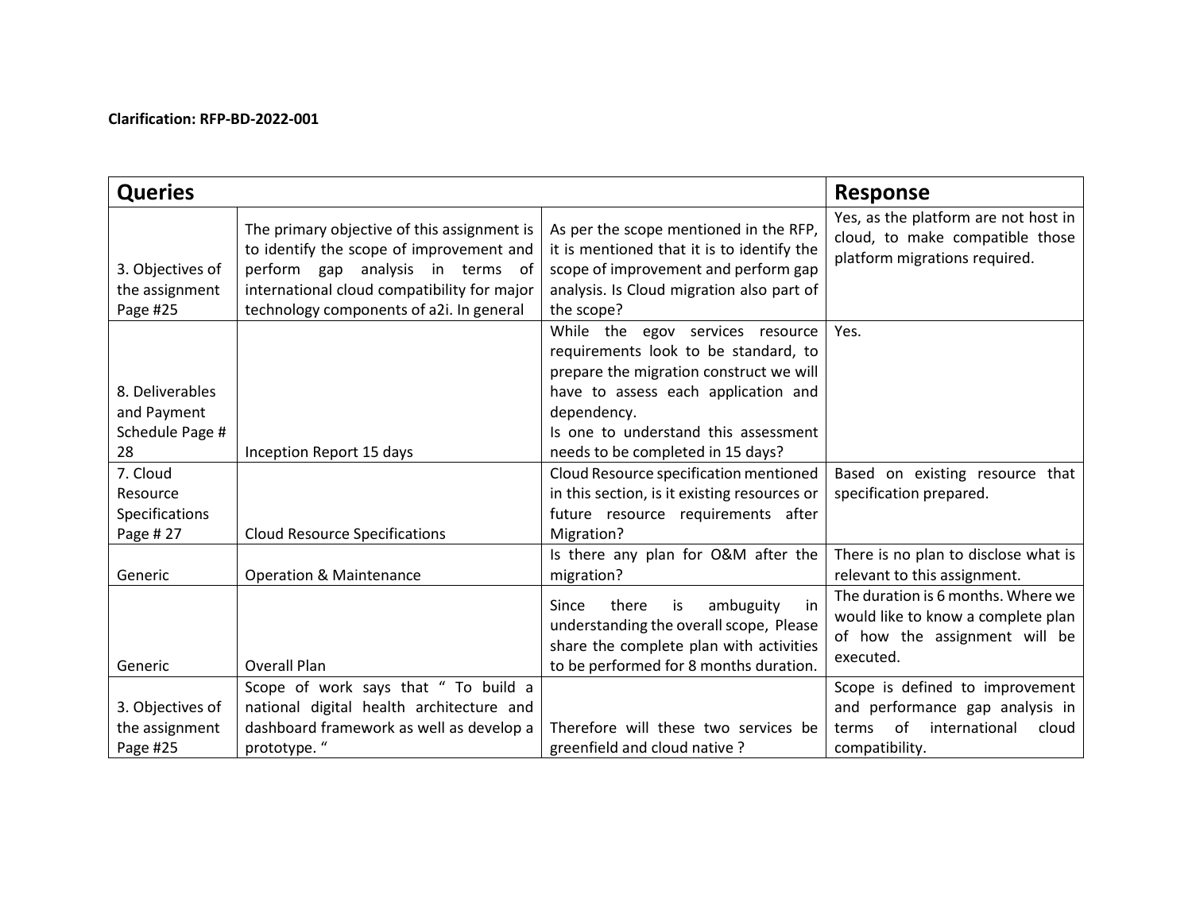**Clarification: RFP-BD-2022-001**

| Queries | | | Response |
|---|---|---|---|
| 3. Objectives of the assignment Page #25 | The primary objective of this assignment is to identify the scope of improvement and perform gap analysis in terms of international cloud compatibility for major technology components of a2i. In general | As per the scope mentioned in the RFP, it is mentioned that it is to identify the scope of improvement and perform gap analysis. Is Cloud migration also part of the scope? | Yes, as the platform are not host in cloud, to make compatible those platform migrations required. |
| 8. Deliverables and Payment Schedule Page # 28 | Inception Report 15 days | While the egov services resource requirements look to be standard, to prepare the migration construct we will have to assess each application and dependency.<br>Is one to understand this assessment needs to be completed in 15 days? | Yes. |
| 7. Cloud Resource Specifications Page # 27 | Cloud Resource Specifications | Cloud Resource specification mentioned in this section, is it existing resources or future resource requirements after Migration? | Based on existing resource that specification prepared. |
| Generic | Operation & Maintenance | Is there any plan for O&M after the migration? | There is no plan to disclose what is relevant to this assignment. |
| Generic | Overall Plan | Since there is ambuguity in understanding the overall scope, Please share the complete plan with activities to be performed for 8 months duration. | The duration is 6 months. Where we would like to know a complete plan of how the assignment will be executed. |
| 3. Objectives of the assignment Page #25 | Scope of work says that " To build a national digital health architecture and dashboard framework as well as develop a prototype. " | Therefore will these two services be greenfield and cloud native ? | Scope is defined to improvement and performance gap analysis in terms of international cloud compatibility. |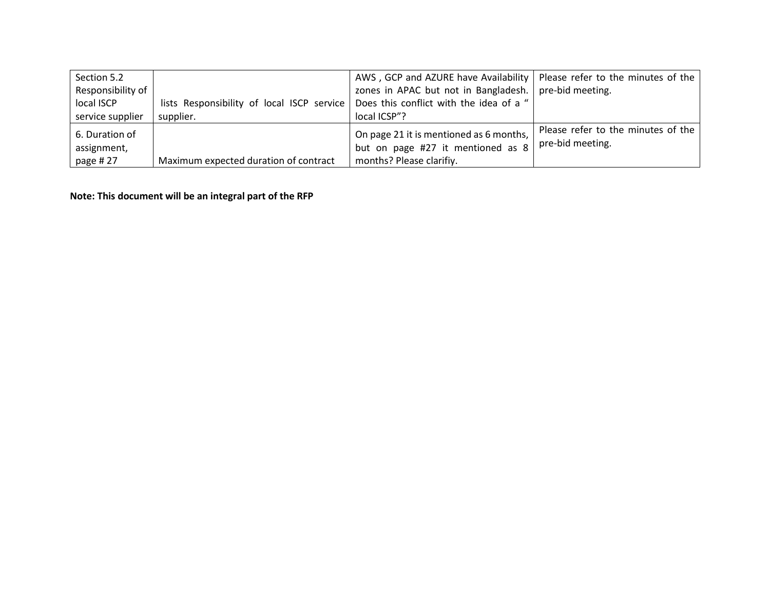| | | | |
|---|---|---|---|
| Section 5.2 Responsibility of local ISCP service supplier | lists Responsibility of local ISCP service supplier. | AWS , GCP and AZURE have Availability zones in APAC but not in Bangladesh. Does this conflict with the idea of a " local ICSP"? | Please refer to the minutes of the pre-bid meeting. |
| 6. Duration of assignment, page # 27 | Maximum expected duration of contract | On page 21 it is mentioned as 6 months, but on page #27 it mentioned as 8 months? Please clarifiy. | Please refer to the minutes of the pre-bid meeting. |

**Note: This document will be an integral part of the RFP**